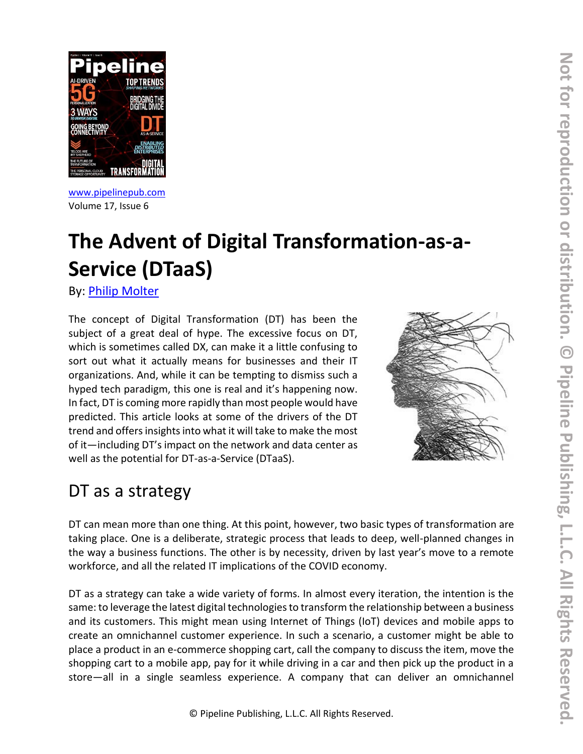www.pipelinepub.com
Volume 17, Issue 6

# The Advent of Digital Transformation-as-a-Service (DTaaS)

By: Philip Molter

The concept of Digital Transformation (DT) has been the subject of a great deal of hype. The excessive focus on DT, which is sometimes called DX, can make it a little confusing to sort out what it actually means for businesses and their IT organizations. And, while it can be tempting to dismiss such a hyped tech paradigm, this one is real and it's happening now. In fact, DT is coming more rapidly than most people would have predicted. This article looks at some of the drivers of the DT trend and offers insights into what it will take to make the most of it—including DT's impact on the network and data center as well as the potential for DT-as-a-Service (DTaaS).

## DT as a strategy

DT can mean more than one thing. At this point, however, two basic types of transformation are taking place. One is a deliberate, strategic process that leads to deep, well-planned changes in the way a business functions. The other is by necessity, driven by last year's move to a remote workforce, and all the related IT implications of the COVID economy.

DT as a strategy can take a wide variety of forms. In almost every iteration, the intention is the same: to leverage the latest digital technologies to transform the relationship between a business and its customers. This might mean using Internet of Things (IoT) devices and mobile apps to create an omnichannel customer experience. In such a scenario, a customer might be able to place a product in an e-commerce shopping cart, call the company to discuss the item, move the shopping cart to a mobile app, pay for it while driving in a car and then pick up the product in a store—all in a single seamless experience. A company that can deliver an omnichannel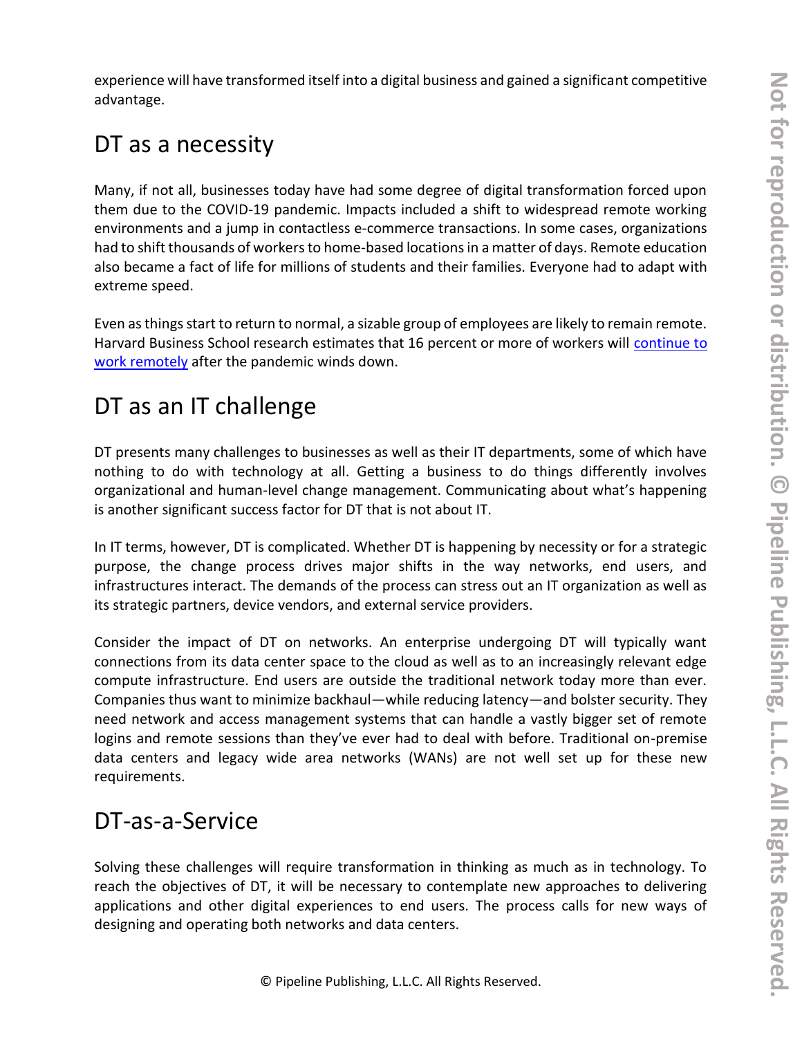experience will have transformed itself into a digital business and gained a significant competitive advantage.

## DT as a necessity

Many, if not all, businesses today have had some degree of digital transformation forced upon them due to the COVID-19 pandemic. Impacts included a shift to widespread remote working environments and a jump in contactless e-commerce transactions. In some cases, organizations had to shift thousands of workers to home-based locations in a matter of days. Remote education also became a fact of life for millions of students and their families. Everyone had to adapt with extreme speed.

Even as things start to return to normal, a sizable group of employees are likely to remain remote. Harvard Business School research estimates that 16 percent or more of workers will continue to work remotely after the pandemic winds down.

## DT as an IT challenge

DT presents many challenges to businesses as well as their IT departments, some of which have nothing to do with technology at all. Getting a business to do things differently involves organizational and human-level change management. Communicating about what's happening is another significant success factor for DT that is not about IT.

In IT terms, however, DT is complicated. Whether DT is happening by necessity or for a strategic purpose, the change process drives major shifts in the way networks, end users, and infrastructures interact. The demands of the process can stress out an IT organization as well as its strategic partners, device vendors, and external service providers.

Consider the impact of DT on networks. An enterprise undergoing DT will typically want connections from its data center space to the cloud as well as to an increasingly relevant edge compute infrastructure. End users are outside the traditional network today more than ever. Companies thus want to minimize backhaul—while reducing latency—and bolster security. They need network and access management systems that can handle a vastly bigger set of remote logins and remote sessions than they've ever had to deal with before. Traditional on-premise data centers and legacy wide area networks (WANs) are not well set up for these new requirements.

## DT-as-a-Service

Solving these challenges will require transformation in thinking as much as in technology. To reach the objectives of DT, it will be necessary to contemplate new approaches to delivering applications and other digital experiences to end users. The process calls for new ways of designing and operating both networks and data centers.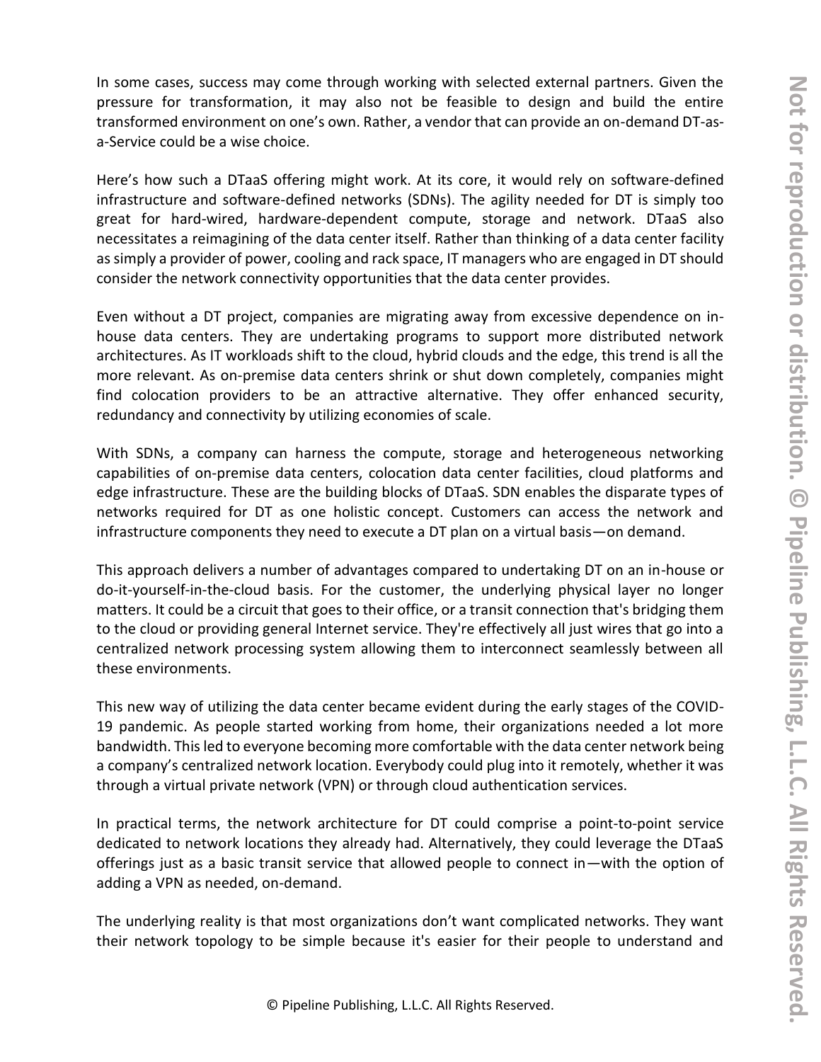In some cases, success may come through working with selected external partners. Given the pressure for transformation, it may also not be feasible to design and build the entire transformed environment on one's own. Rather, a vendor that can provide an on-demand DT-as-a-Service could be a wise choice.

Here's how such a DTaaS offering might work. At its core, it would rely on software-defined infrastructure and software-defined networks (SDNs). The agility needed for DT is simply too great for hard-wired, hardware-dependent compute, storage and network. DTaaS also necessitates a reimagining of the data center itself. Rather than thinking of a data center facility as simply a provider of power, cooling and rack space, IT managers who are engaged in DT should consider the network connectivity opportunities that the data center provides.

Even without a DT project, companies are migrating away from excessive dependence on in-house data centers. They are undertaking programs to support more distributed network architectures. As IT workloads shift to the cloud, hybrid clouds and the edge, this trend is all the more relevant. As on-premise data centers shrink or shut down completely, companies might find colocation providers to be an attractive alternative. They offer enhanced security, redundancy and connectivity by utilizing economies of scale.

With SDNs, a company can harness the compute, storage and heterogeneous networking capabilities of on-premise data centers, colocation data center facilities, cloud platforms and edge infrastructure. These are the building blocks of DTaaS. SDN enables the disparate types of networks required for DT as one holistic concept. Customers can access the network and infrastructure components they need to execute a DT plan on a virtual basis—on demand.

This approach delivers a number of advantages compared to undertaking DT on an in-house or do-it-yourself-in-the-cloud basis. For the customer, the underlying physical layer no longer matters. It could be a circuit that goes to their office, or a transit connection that's bridging them to the cloud or providing general Internet service. They're effectively all just wires that go into a centralized network processing system allowing them to interconnect seamlessly between all these environments.

This new way of utilizing the data center became evident during the early stages of the COVID-19 pandemic. As people started working from home, their organizations needed a lot more bandwidth. This led to everyone becoming more comfortable with the data center network being a company's centralized network location. Everybody could plug into it remotely, whether it was through a virtual private network (VPN) or through cloud authentication services.

In practical terms, the network architecture for DT could comprise a point-to-point service dedicated to network locations they already had. Alternatively, they could leverage the DTaaS offerings just as a basic transit service that allowed people to connect in—with the option of adding a VPN as needed, on-demand.

The underlying reality is that most organizations don't want complicated networks. They want their network topology to be simple because it's easier for their people to understand and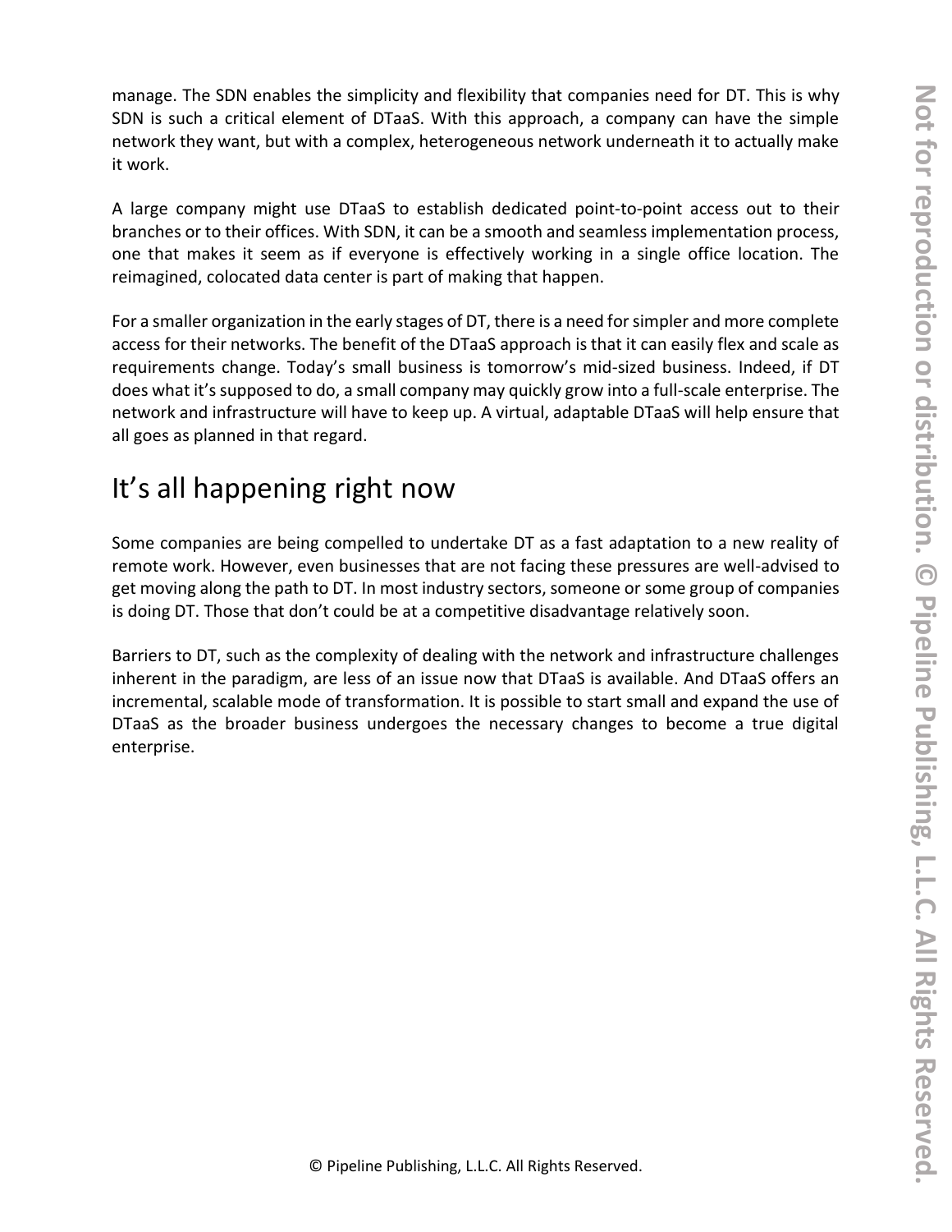manage. The SDN enables the simplicity and flexibility that companies need for DT. This is why SDN is such a critical element of DTaaS. With this approach, a company can have the simple network they want, but with a complex, heterogeneous network underneath it to actually make it work.

A large company might use DTaaS to establish dedicated point-to-point access out to their branches or to their offices. With SDN, it can be a smooth and seamless implementation process, one that makes it seem as if everyone is effectively working in a single office location. The reimagined, colocated data center is part of making that happen.

For a smaller organization in the early stages of DT, there is a need for simpler and more complete access for their networks. The benefit of the DTaaS approach is that it can easily flex and scale as requirements change. Today's small business is tomorrow's mid-sized business. Indeed, if DT does what it's supposed to do, a small company may quickly grow into a full-scale enterprise. The network and infrastructure will have to keep up. A virtual, adaptable DTaaS will help ensure that all goes as planned in that regard.

## It's all happening right now

Some companies are being compelled to undertake DT as a fast adaptation to a new reality of remote work. However, even businesses that are not facing these pressures are well-advised to get moving along the path to DT. In most industry sectors, someone or some group of companies is doing DT. Those that don't could be at a competitive disadvantage relatively soon.

Barriers to DT, such as the complexity of dealing with the network and infrastructure challenges inherent in the paradigm, are less of an issue now that DTaaS is available. And DTaaS offers an incremental, scalable mode of transformation. It is possible to start small and expand the use of DTaaS as the broader business undergoes the necessary changes to become a true digital enterprise.